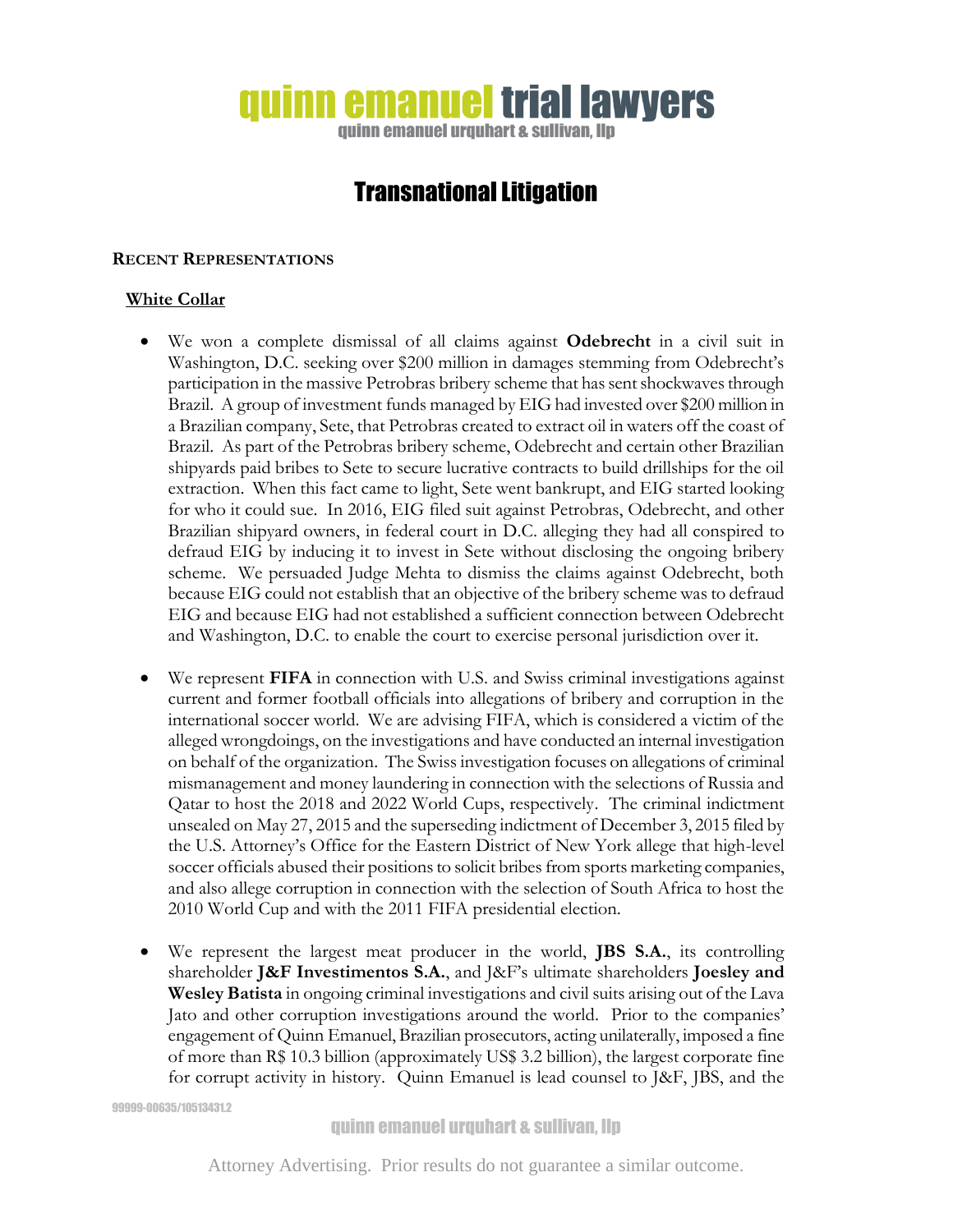# Transnational Litigation

## Recent Representations

### White Collar

- We won a complete dismissal of all claims against **Odebrecht** in a civil suit in Washington, D.C. seeking over $200 million in damages stemming from Odebrecht's participation in the massive Petrobras bribery scheme that has sent shockwaves through Brazil. A group of investment funds managed by EIG had invested over $200 million in a Brazilian company, Sete, that Petrobras created to extract oil in waters off the coast of Brazil. As part of the Petrobras bribery scheme, Odebrecht and certain other Brazilian shipyards paid bribes to Sete to secure lucrative contracts to build drillships for the oil extraction. When this fact came to light, Sete went bankrupt, and EIG started looking for who it could sue. In 2016, EIG filed suit against Petrobras, Odebrecht, and other Brazilian shipyard owners, in federal court in D.C. alleging they had all conspired to defraud EIG by inducing it to invest in Sete without disclosing the ongoing bribery scheme. We persuaded Judge Mehta to dismiss the claims against Odebrecht, both because EIG could not establish that an objective of the bribery scheme was to defraud EIG and because EIG had not established a sufficient connection between Odebrecht and Washington, D.C. to enable the court to exercise personal jurisdiction over it.

- We represent **FIFA** in connection with U.S. and Swiss criminal investigations against current and former football officials into allegations of bribery and corruption in the international soccer world. We are advising FIFA, which is considered a victim of the alleged wrongdoings, on the investigations and have conducted an internal investigation on behalf of the organization. The Swiss investigation focuses on allegations of criminal mismanagement and money laundering in connection with the selections of Russia and Qatar to host the 2018 and 2022 World Cups, respectively. The criminal indictment unsealed on May 27, 2015 and the superseding indictment of December 3, 2015 filed by the U.S. Attorney's Office for the Eastern District of New York allege that high-level soccer officials abused their positions to solicit bribes from sports marketing companies, and also allege corruption in connection with the selection of South Africa to host the 2010 World Cup and with the 2011 FIFA presidential election.

- We represent the largest meat producer in the world, **JBS S.A.**, its controlling shareholder **J&F Investimentos S.A.**, and J&F's ultimate shareholders **Joesley and Wesley Batista** in ongoing criminal investigations and civil suits arising out of the Lava Jato and other corruption investigations around the world. Prior to the companies' engagement of Quinn Emanuel, Brazilian prosecutors, acting unilaterally, imposed a fine of more than R$ 10.3 billion (approximately US$ 3.2 billion), the largest corporate fine for corrupt activity in history. Quinn Emanuel is lead counsel to J&F, JBS, and the

99999-00635/10513431.2

Attorney Advertising. Prior results do not guarantee a similar outcome.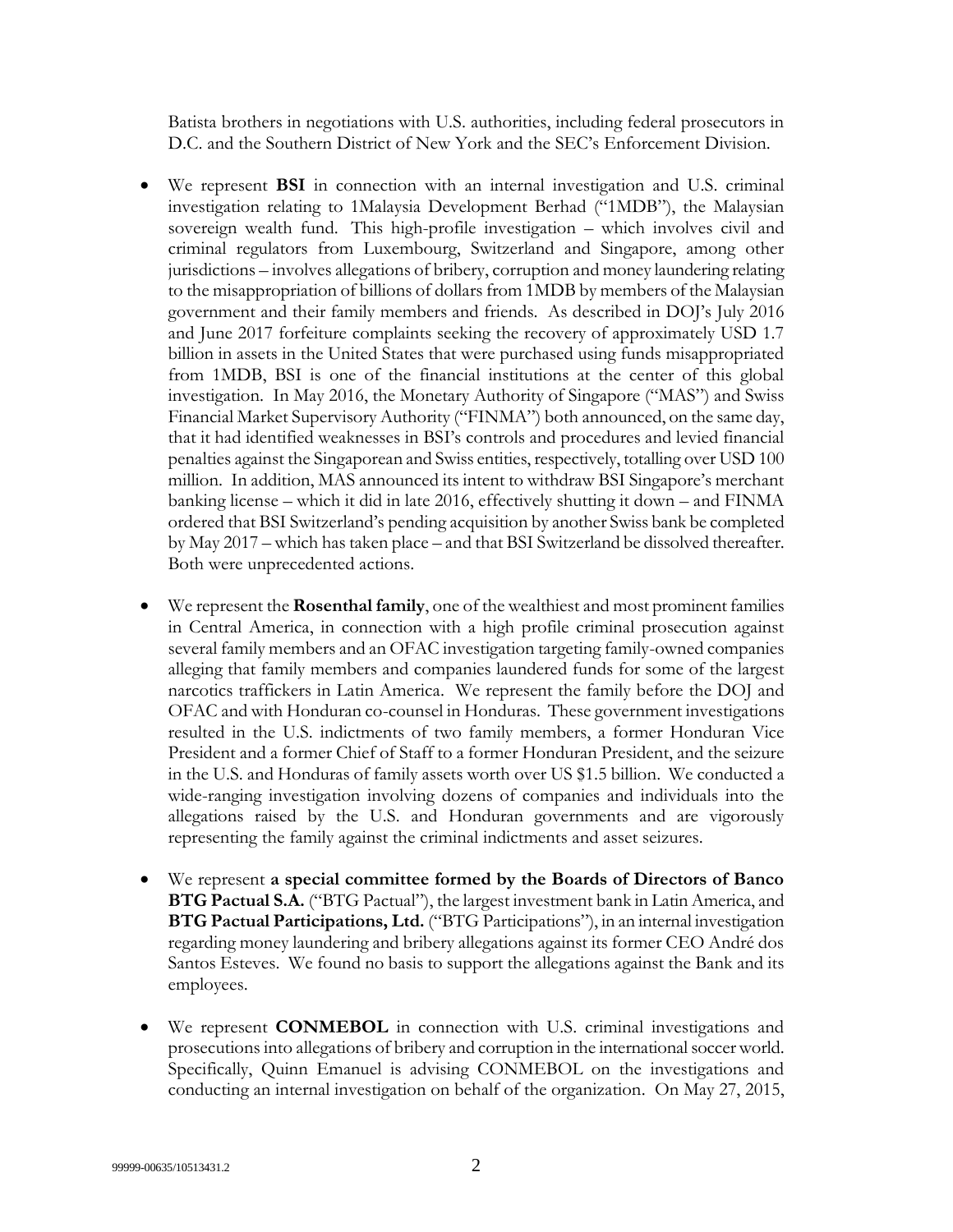Batista brothers in negotiations with U.S. authorities, including federal prosecutors in D.C. and the Southern District of New York and the SEC's Enforcement Division.

- We represent **BSI** in connection with an internal investigation and U.S. criminal investigation relating to 1Malaysia Development Berhad ("1MDB"), the Malaysian sovereign wealth fund. This high-profile investigation – which involves civil and criminal regulators from Luxembourg, Switzerland and Singapore, among other jurisdictions – involves allegations of bribery, corruption and money laundering relating to the misappropriation of billions of dollars from 1MDB by members of the Malaysian government and their family members and friends. As described in DOJ's July 2016 and June 2017 forfeiture complaints seeking the recovery of approximately USD 1.7 billion in assets in the United States that were purchased using funds misappropriated from 1MDB, BSI is one of the financial institutions at the center of this global investigation. In May 2016, the Monetary Authority of Singapore ("MAS") and Swiss Financial Market Supervisory Authority ("FINMA") both announced, on the same day, that it had identified weaknesses in BSI's controls and procedures and levied financial penalties against the Singaporean and Swiss entities, respectively, totalling over USD 100 million. In addition, MAS announced its intent to withdraw BSI Singapore's merchant banking license – which it did in late 2016, effectively shutting it down – and FINMA ordered that BSI Switzerland's pending acquisition by another Swiss bank be completed by May 2017 – which has taken place – and that BSI Switzerland be dissolved thereafter. Both were unprecedented actions.

- We represent the **Rosenthal family**, one of the wealthiest and most prominent families in Central America, in connection with a high profile criminal prosecution against several family members and an OFAC investigation targeting family-owned companies alleging that family members and companies laundered funds for some of the largest narcotics traffickers in Latin America. We represent the family before the DOJ and OFAC and with Honduran co-counsel in Honduras. These government investigations resulted in the U.S. indictments of two family members, a former Honduran Vice President and a former Chief of Staff to a former Honduran President, and the seizure in the U.S. and Honduras of family assets worth over US $1.5 billion. We conducted a wide-ranging investigation involving dozens of companies and individuals into the allegations raised by the U.S. and Honduran governments and are vigorously representing the family against the criminal indictments and asset seizures.

- We represent **a special committee formed by the Boards of Directors of Banco BTG Pactual S.A.** ("BTG Pactual"), the largest investment bank in Latin America, and **BTG Pactual Participations, Ltd.** ("BTG Participations"), in an internal investigation regarding money laundering and bribery allegations against its former CEO André dos Santos Esteves. We found no basis to support the allegations against the Bank and its employees.

- We represent **CONMEBOL** in connection with U.S. criminal investigations and prosecutions into allegations of bribery and corruption in the international soccer world. Specifically, Quinn Emanuel is advising CONMEBOL on the investigations and conducting an internal investigation on behalf of the organization. On May 27, 2015,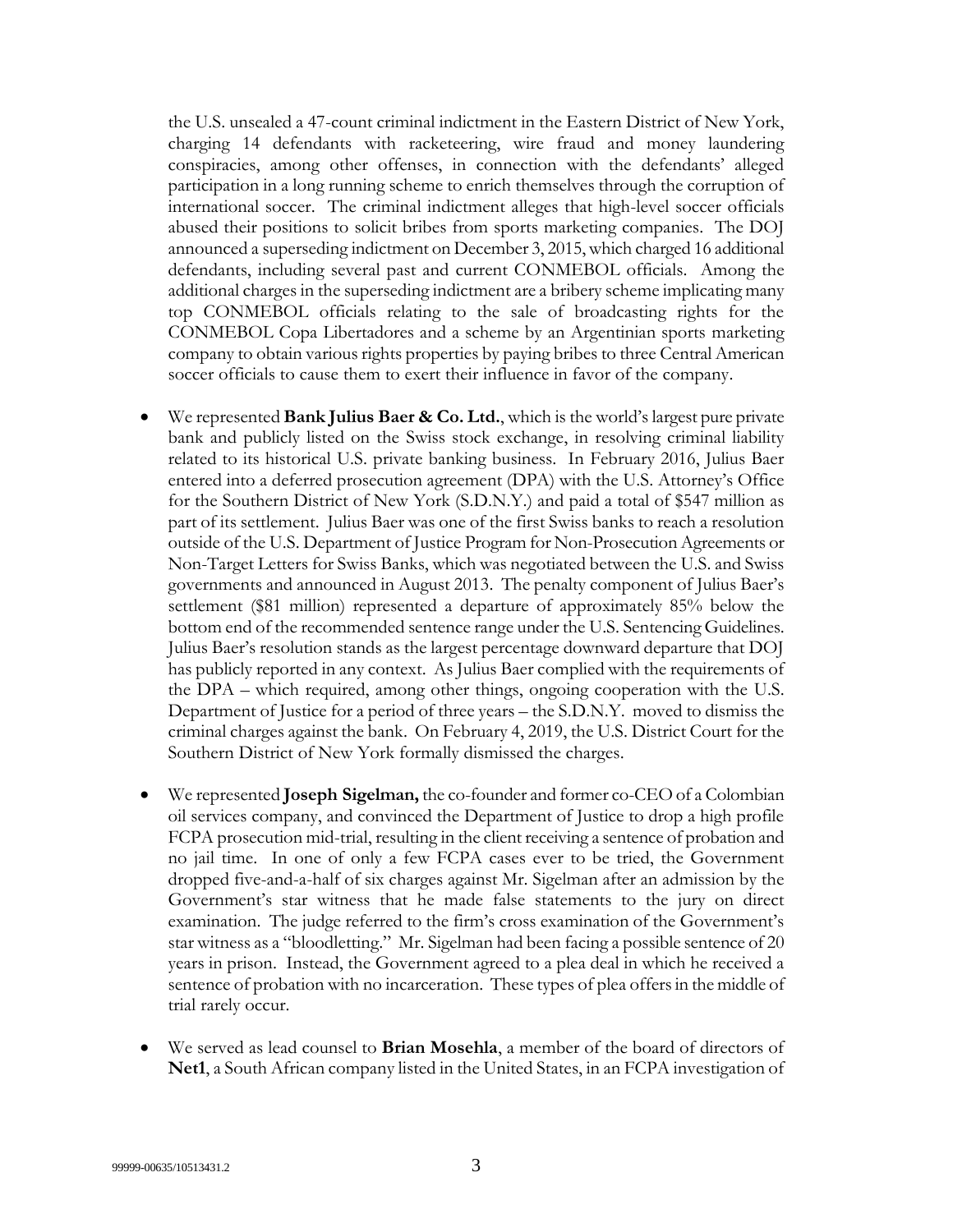the U.S. unsealed a 47-count criminal indictment in the Eastern District of New York, charging 14 defendants with racketeering, wire fraud and money laundering conspiracies, among other offenses, in connection with the defendants' alleged participation in a long running scheme to enrich themselves through the corruption of international soccer. The criminal indictment alleges that high-level soccer officials abused their positions to solicit bribes from sports marketing companies. The DOJ announced a superseding indictment on December 3, 2015, which charged 16 additional defendants, including several past and current CONMEBOL officials. Among the additional charges in the superseding indictment are a bribery scheme implicating many top CONMEBOL officials relating to the sale of broadcasting rights for the CONMEBOL Copa Libertadores and a scheme by an Argentinian sports marketing company to obtain various rights properties by paying bribes to three Central American soccer officials to cause them to exert their influence in favor of the company.

- We represented **Bank Julius Baer & Co. Ltd.**, which is the world's largest pure private bank and publicly listed on the Swiss stock exchange, in resolving criminal liability related to its historical U.S. private banking business. In February 2016, Julius Baer entered into a deferred prosecution agreement (DPA) with the U.S. Attorney's Office for the Southern District of New York (S.D.N.Y.) and paid a total of $547 million as part of its settlement. Julius Baer was one of the first Swiss banks to reach a resolution outside of the U.S. Department of Justice Program for Non-Prosecution Agreements or Non-Target Letters for Swiss Banks, which was negotiated between the U.S. and Swiss governments and announced in August 2013. The penalty component of Julius Baer's settlement ($81 million) represented a departure of approximately 85% below the bottom end of the recommended sentence range under the U.S. Sentencing Guidelines. Julius Baer's resolution stands as the largest percentage downward departure that DOJ has publicly reported in any context. As Julius Baer complied with the requirements of the DPA – which required, among other things, ongoing cooperation with the U.S. Department of Justice for a period of three years – the S.D.N.Y. moved to dismiss the criminal charges against the bank. On February 4, 2019, the U.S. District Court for the Southern District of New York formally dismissed the charges.

- We represented **Joseph Sigelman,** the co-founder and former co-CEO of a Colombian oil services company, and convinced the Department of Justice to drop a high profile FCPA prosecution mid-trial, resulting in the client receiving a sentence of probation and no jail time. In one of only a few FCPA cases ever to be tried, the Government dropped five-and-a-half of six charges against Mr. Sigelman after an admission by the Government's star witness that he made false statements to the jury on direct examination. The judge referred to the firm's cross examination of the Government's star witness as a "bloodletting." Mr. Sigelman had been facing a possible sentence of 20 years in prison. Instead, the Government agreed to a plea deal in which he received a sentence of probation with no incarceration. These types of plea offers in the middle of trial rarely occur.

- We served as lead counsel to **Brian Mosehla**, a member of the board of directors of **Net1**, a South African company listed in the United States, in an FCPA investigation of

99999-00635/10513431.2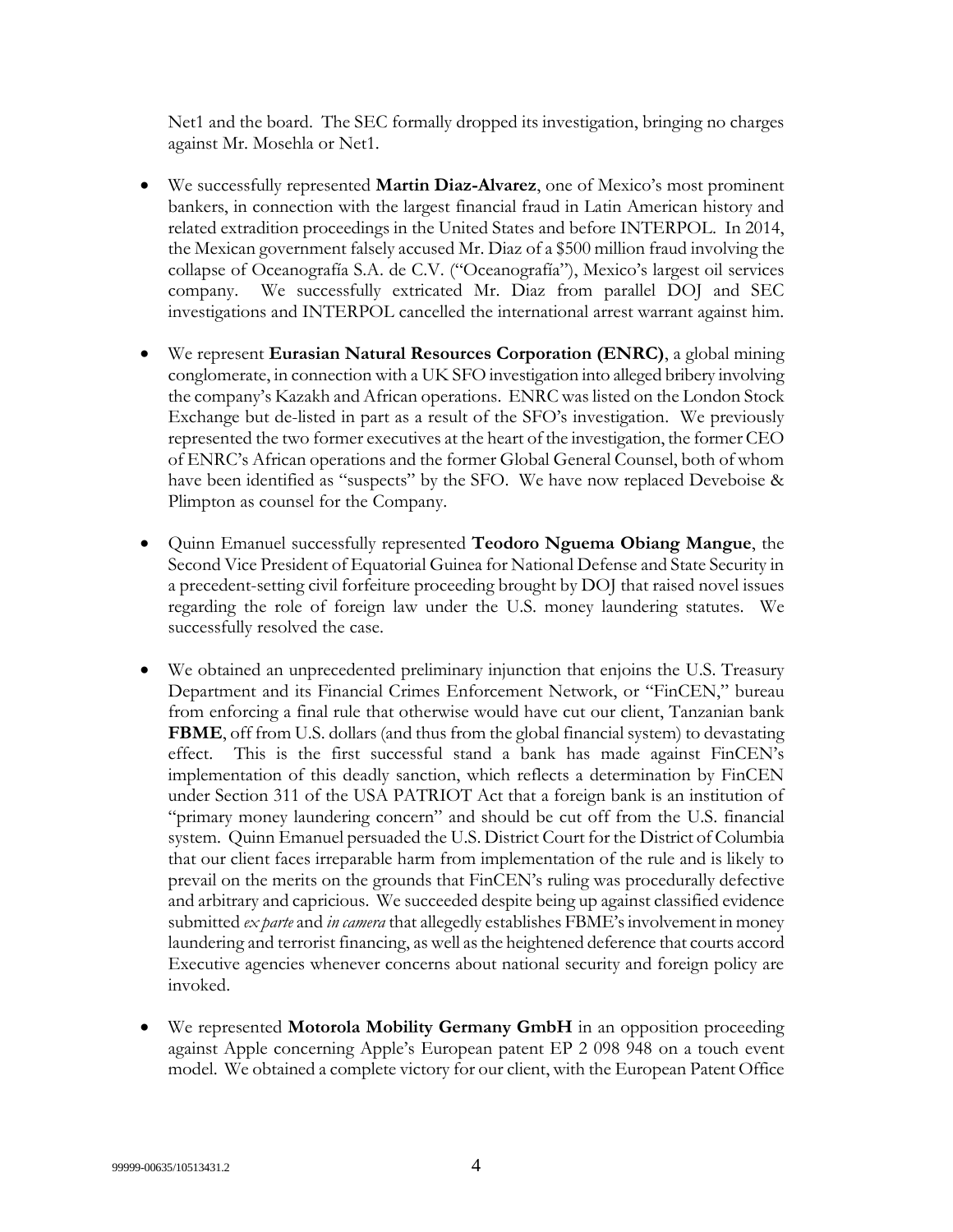Net1 and the board. The SEC formally dropped its investigation, bringing no charges against Mr. Mosehla or Net1.

- We successfully represented **Martin Diaz-Alvarez**, one of Mexico's most prominent bankers, in connection with the largest financial fraud in Latin American history and related extradition proceedings in the United States and before INTERPOL. In 2014, the Mexican government falsely accused Mr. Diaz of a $500 million fraud involving the collapse of Oceanografía S.A. de C.V. ("Oceanografía"), Mexico's largest oil services company. We successfully extricated Mr. Diaz from parallel DOJ and SEC investigations and INTERPOL cancelled the international arrest warrant against him.

- We represent **Eurasian Natural Resources Corporation (ENRC)**, a global mining conglomerate, in connection with a UK SFO investigation into alleged bribery involving the company's Kazakh and African operations. ENRC was listed on the London Stock Exchange but de-listed in part as a result of the SFO's investigation. We previously represented the two former executives at the heart of the investigation, the former CEO of ENRC's African operations and the former Global General Counsel, both of whom have been identified as "suspects" by the SFO. We have now replaced Deveboise & Plimpton as counsel for the Company.

- Quinn Emanuel successfully represented **Teodoro Nguema Obiang Mangue**, the Second Vice President of Equatorial Guinea for National Defense and State Security in a precedent-setting civil forfeiture proceeding brought by DOJ that raised novel issues regarding the role of foreign law under the U.S. money laundering statutes. We successfully resolved the case.

- We obtained an unprecedented preliminary injunction that enjoins the U.S. Treasury Department and its Financial Crimes Enforcement Network, or "FinCEN," bureau from enforcing a final rule that otherwise would have cut our client, Tanzanian bank **FBME**, off from U.S. dollars (and thus from the global financial system) to devastating effect. This is the first successful stand a bank has made against FinCEN's implementation of this deadly sanction, which reflects a determination by FinCEN under Section 311 of the USA PATRIOT Act that a foreign bank is an institution of "primary money laundering concern" and should be cut off from the U.S. financial system. Quinn Emanuel persuaded the U.S. District Court for the District of Columbia that our client faces irreparable harm from implementation of the rule and is likely to prevail on the merits on the grounds that FinCEN's ruling was procedurally defective and arbitrary and capricious. We succeeded despite being up against classified evidence submitted *ex parte* and *in camera* that allegedly establishes FBME's involvement in money laundering and terrorist financing, as well as the heightened deference that courts accord Executive agencies whenever concerns about national security and foreign policy are invoked.

- We represented **Motorola Mobility Germany GmbH** in an opposition proceeding against Apple concerning Apple's European patent EP 2 098 948 on a touch event model. We obtained a complete victory for our client, with the European Patent Office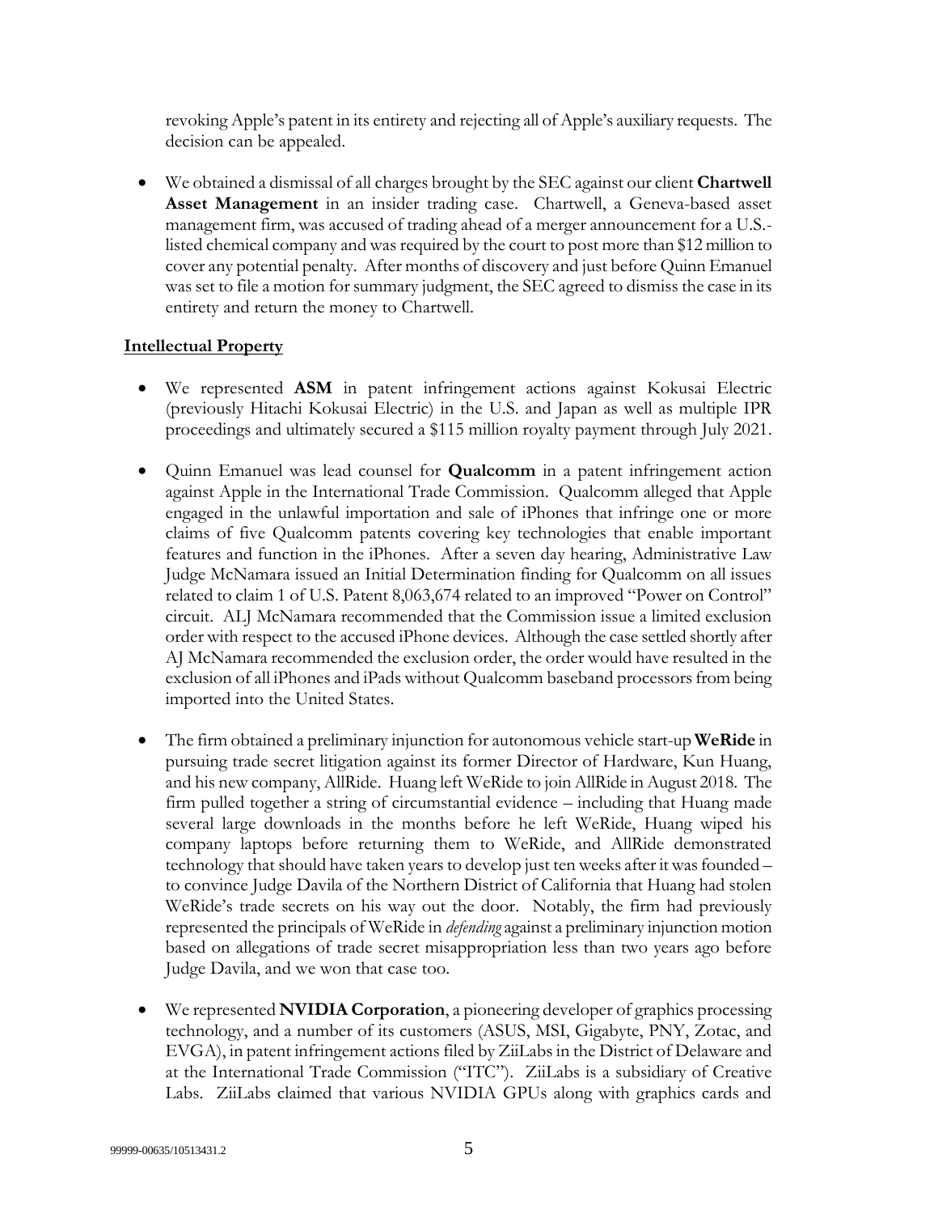revoking Apple's patent in its entirety and rejecting all of Apple's auxiliary requests. The decision can be appealed.

- We obtained a dismissal of all charges brought by the SEC against our client **Chartwell Asset Management** in an insider trading case. Chartwell, a Geneva-based asset management firm, was accused of trading ahead of a merger announcement for a U.S.-listed chemical company and was required by the court to post more than $12 million to cover any potential penalty. After months of discovery and just before Quinn Emanuel was set to file a motion for summary judgment, the SEC agreed to dismiss the case in its entirety and return the money to Chartwell.

**Intellectual Property**

- We represented **ASM** in patent infringement actions against Kokusai Electric (previously Hitachi Kokusai Electric) in the U.S. and Japan as well as multiple IPR proceedings and ultimately secured a $115 million royalty payment through July 2021.

- Quinn Emanuel was lead counsel for **Qualcomm** in a patent infringement action against Apple in the International Trade Commission. Qualcomm alleged that Apple engaged in the unlawful importation and sale of iPhones that infringe one or more claims of five Qualcomm patents covering key technologies that enable important features and function in the iPhones. After a seven day hearing, Administrative Law Judge McNamara issued an Initial Determination finding for Qualcomm on all issues related to claim 1 of U.S. Patent 8,063,674 related to an improved "Power on Control" circuit. ALJ McNamara recommended that the Commission issue a limited exclusion order with respect to the accused iPhone devices. Although the case settled shortly after AJ McNamara recommended the exclusion order, the order would have resulted in the exclusion of all iPhones and iPads without Qualcomm baseband processors from being imported into the United States.

- The firm obtained a preliminary injunction for autonomous vehicle start-up **WeRide** in pursuing trade secret litigation against its former Director of Hardware, Kun Huang, and his new company, AllRide. Huang left WeRide to join AllRide in August 2018. The firm pulled together a string of circumstantial evidence – including that Huang made several large downloads in the months before he left WeRide, Huang wiped his company laptops before returning them to WeRide, and AllRide demonstrated technology that should have taken years to develop just ten weeks after it was founded – to convince Judge Davila of the Northern District of California that Huang had stolen WeRide's trade secrets on his way out the door. Notably, the firm had previously represented the principals of WeRide in *defending* against a preliminary injunction motion based on allegations of trade secret misappropriation less than two years ago before Judge Davila, and we won that case too.

- We represented **NVIDIA Corporation**, a pioneering developer of graphics processing technology, and a number of its customers (ASUS, MSI, Gigabyte, PNY, Zotac, and EVGA), in patent infringement actions filed by ZiiLabs in the District of Delaware and at the International Trade Commission ("ITC"). ZiiLabs is a subsidiary of Creative Labs. ZiiLabs claimed that various NVIDIA GPUs along with graphics cards and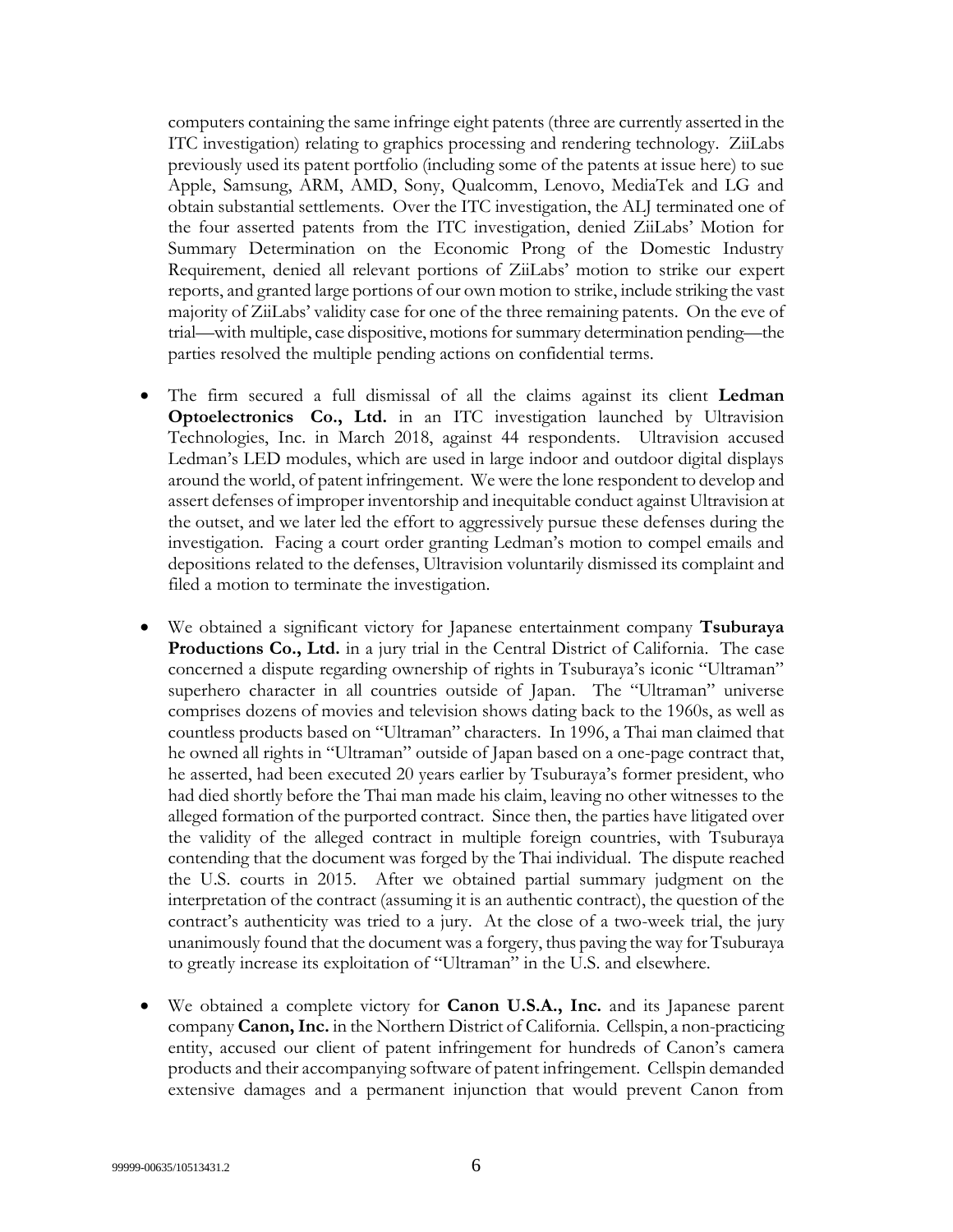computers containing the same infringe eight patents (three are currently asserted in the ITC investigation) relating to graphics processing and rendering technology. ZiiLabs previously used its patent portfolio (including some of the patents at issue here) to sue Apple, Samsung, ARM, AMD, Sony, Qualcomm, Lenovo, MediaTek and LG and obtain substantial settlements. Over the ITC investigation, the ALJ terminated one of the four asserted patents from the ITC investigation, denied ZiiLabs' Motion for Summary Determination on the Economic Prong of the Domestic Industry Requirement, denied all relevant portions of ZiiLabs' motion to strike our expert reports, and granted large portions of our own motion to strike, include striking the vast majority of ZiiLabs' validity case for one of the three remaining patents. On the eve of trial—with multiple, case dispositive, motions for summary determination pending—the parties resolved the multiple pending actions on confidential terms.

- The firm secured a full dismissal of all the claims against its client **Ledman Optoelectronics Co., Ltd.** in an ITC investigation launched by Ultravision Technologies, Inc. in March 2018, against 44 respondents. Ultravision accused Ledman's LED modules, which are used in large indoor and outdoor digital displays around the world, of patent infringement. We were the lone respondent to develop and assert defenses of improper inventorship and inequitable conduct against Ultravision at the outset, and we later led the effort to aggressively pursue these defenses during the investigation. Facing a court order granting Ledman's motion to compel emails and depositions related to the defenses, Ultravision voluntarily dismissed its complaint and filed a motion to terminate the investigation.

- We obtained a significant victory for Japanese entertainment company **Tsuburaya Productions Co., Ltd.** in a jury trial in the Central District of California. The case concerned a dispute regarding ownership of rights in Tsuburaya's iconic "Ultraman" superhero character in all countries outside of Japan. The "Ultraman" universe comprises dozens of movies and television shows dating back to the 1960s, as well as countless products based on "Ultraman" characters. In 1996, a Thai man claimed that he owned all rights in "Ultraman" outside of Japan based on a one-page contract that, he asserted, had been executed 20 years earlier by Tsuburaya's former president, who had died shortly before the Thai man made his claim, leaving no other witnesses to the alleged formation of the purported contract. Since then, the parties have litigated over the validity of the alleged contract in multiple foreign countries, with Tsuburaya contending that the document was forged by the Thai individual. The dispute reached the U.S. courts in 2015. After we obtained partial summary judgment on the interpretation of the contract (assuming it is an authentic contract), the question of the contract's authenticity was tried to a jury. At the close of a two-week trial, the jury unanimously found that the document was a forgery, thus paving the way for Tsuburaya to greatly increase its exploitation of "Ultraman" in the U.S. and elsewhere.

- We obtained a complete victory for **Canon U.S.A., Inc.** and its Japanese parent company **Canon, Inc.** in the Northern District of California. Cellspin, a non-practicing entity, accused our client of patent infringement for hundreds of Canon's camera products and their accompanying software of patent infringement. Cellspin demanded extensive damages and a permanent injunction that would prevent Canon from

99999-00635/10513431.2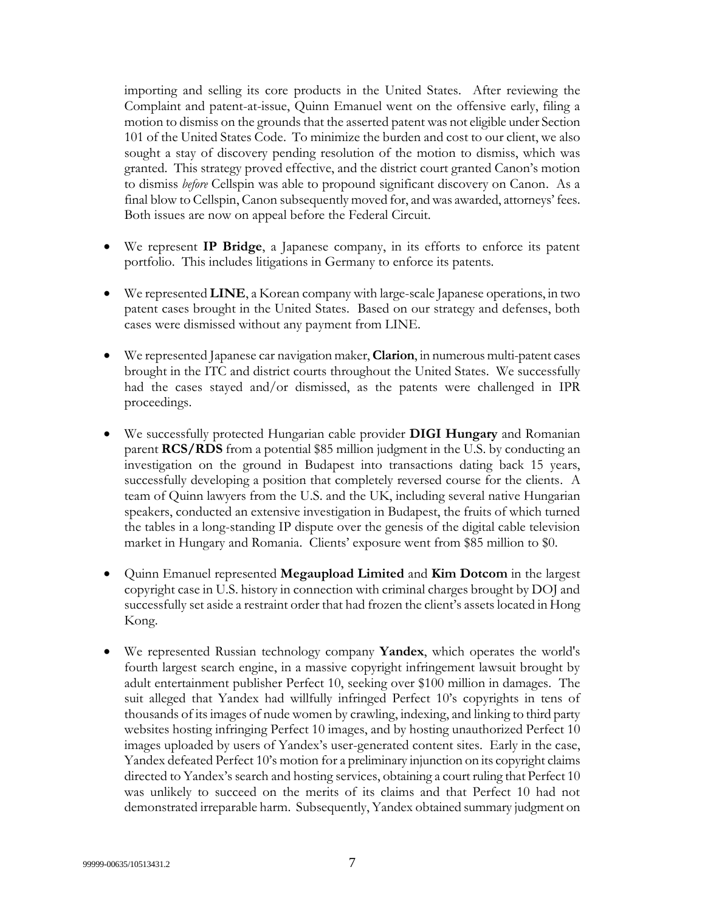importing and selling its core products in the United States. After reviewing the Complaint and patent-at-issue, Quinn Emanuel went on the offensive early, filing a motion to dismiss on the grounds that the asserted patent was not eligible under Section 101 of the United States Code. To minimize the burden and cost to our client, we also sought a stay of discovery pending resolution of the motion to dismiss, which was granted. This strategy proved effective, and the district court granted Canon's motion to dismiss *before* Cellspin was able to propound significant discovery on Canon. As a final blow to Cellspin, Canon subsequently moved for, and was awarded, attorneys' fees. Both issues are now on appeal before the Federal Circuit.

- We represent **IP Bridge**, a Japanese company, in its efforts to enforce its patent portfolio. This includes litigations in Germany to enforce its patents.

- We represented **LINE**, a Korean company with large-scale Japanese operations, in two patent cases brought in the United States. Based on our strategy and defenses, both cases were dismissed without any payment from LINE.

- We represented Japanese car navigation maker, **Clarion**, in numerous multi-patent cases brought in the ITC and district courts throughout the United States. We successfully had the cases stayed and/or dismissed, as the patents were challenged in IPR proceedings.

- We successfully protected Hungarian cable provider **DIGI Hungary** and Romanian parent **RCS/RDS** from a potential $85 million judgment in the U.S. by conducting an investigation on the ground in Budapest into transactions dating back 15 years, successfully developing a position that completely reversed course for the clients. A team of Quinn lawyers from the U.S. and the UK, including several native Hungarian speakers, conducted an extensive investigation in Budapest, the fruits of which turned the tables in a long-standing IP dispute over the genesis of the digital cable television market in Hungary and Romania. Clients' exposure went from $85 million to $0.

- Quinn Emanuel represented **Megaupload Limited** and **Kim Dotcom** in the largest copyright case in U.S. history in connection with criminal charges brought by DOJ and successfully set aside a restraint order that had frozen the client's assets located in Hong Kong.

- We represented Russian technology company **Yandex**, which operates the world's fourth largest search engine, in a massive copyright infringement lawsuit brought by adult entertainment publisher Perfect 10, seeking over $100 million in damages. The suit alleged that Yandex had willfully infringed Perfect 10's copyrights in tens of thousands of its images of nude women by crawling, indexing, and linking to third party websites hosting infringing Perfect 10 images, and by hosting unauthorized Perfect 10 images uploaded by users of Yandex's user-generated content sites. Early in the case, Yandex defeated Perfect 10's motion for a preliminary injunction on its copyright claims directed to Yandex's search and hosting services, obtaining a court ruling that Perfect 10 was unlikely to succeed on the merits of its claims and that Perfect 10 had not demonstrated irreparable harm. Subsequently, Yandex obtained summary judgment on

99999-00635/10513431.2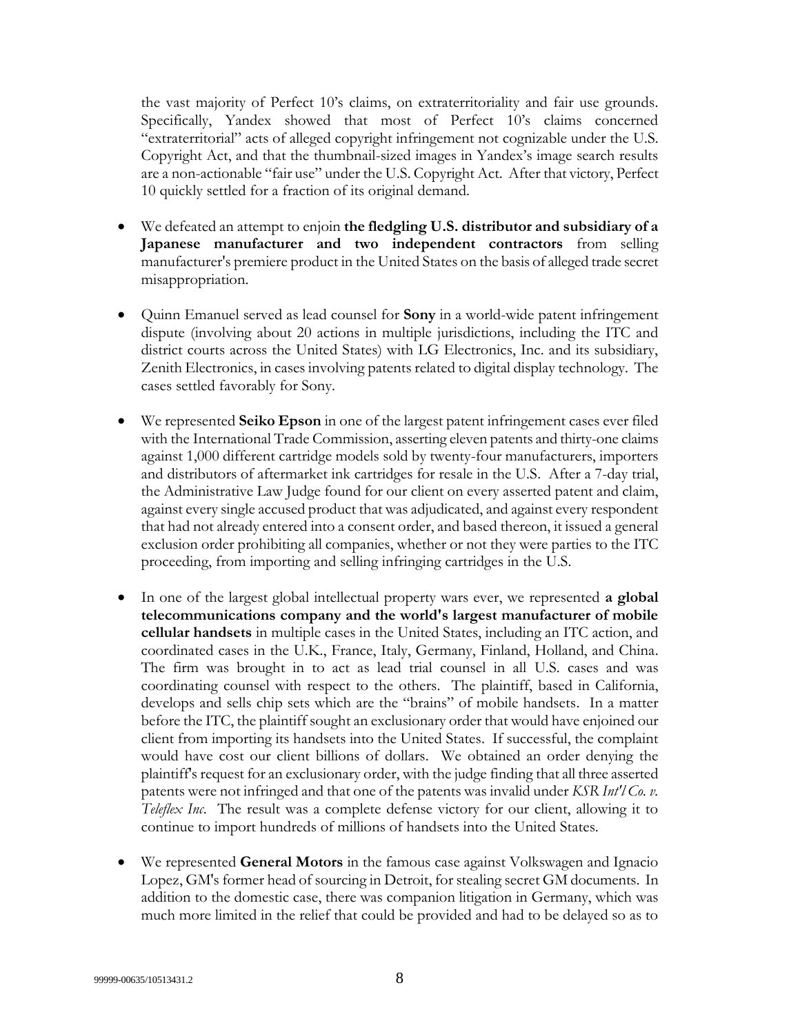the vast majority of Perfect 10's claims, on extraterritoriality and fair use grounds. Specifically, Yandex showed that most of Perfect 10's claims concerned "extraterritorial" acts of alleged copyright infringement not cognizable under the U.S. Copyright Act, and that the thumbnail-sized images in Yandex's image search results are a non-actionable "fair use" under the U.S. Copyright Act. After that victory, Perfect 10 quickly settled for a fraction of its original demand.

- We defeated an attempt to enjoin **the fledgling U.S. distributor and subsidiary of a Japanese manufacturer and two independent contractors** from selling manufacturer's premiere product in the United States on the basis of alleged trade secret misappropriation.

- Quinn Emanuel served as lead counsel for **Sony** in a world-wide patent infringement dispute (involving about 20 actions in multiple jurisdictions, including the ITC and district courts across the United States) with LG Electronics, Inc. and its subsidiary, Zenith Electronics, in cases involving patents related to digital display technology. The cases settled favorably for Sony.

- We represented **Seiko Epson** in one of the largest patent infringement cases ever filed with the International Trade Commission, asserting eleven patents and thirty-one claims against 1,000 different cartridge models sold by twenty-four manufacturers, importers and distributors of aftermarket ink cartridges for resale in the U.S. After a 7-day trial, the Administrative Law Judge found for our client on every asserted patent and claim, against every single accused product that was adjudicated, and against every respondent that had not already entered into a consent order, and based thereon, it issued a general exclusion order prohibiting all companies, whether or not they were parties to the ITC proceeding, from importing and selling infringing cartridges in the U.S.

- In one of the largest global intellectual property wars ever, we represented **a global telecommunications company and the world's largest manufacturer of mobile cellular handsets** in multiple cases in the United States, including an ITC action, and coordinated cases in the U.K., France, Italy, Germany, Finland, Holland, and China. The firm was brought in to act as lead trial counsel in all U.S. cases and was coordinating counsel with respect to the others. The plaintiff, based in California, develops and sells chip sets which are the "brains" of mobile handsets. In a matter before the ITC, the plaintiff sought an exclusionary order that would have enjoined our client from importing its handsets into the United States. If successful, the complaint would have cost our client billions of dollars. We obtained an order denying the plaintiff's request for an exclusionary order, with the judge finding that all three asserted patents were not infringed and that one of the patents was invalid under *KSR Int'l Co. v. Teleflex Inc.* The result was a complete defense victory for our client, allowing it to continue to import hundreds of millions of handsets into the United States.

- We represented **General Motors** in the famous case against Volkswagen and Ignacio Lopez, GM's former head of sourcing in Detroit, for stealing secret GM documents. In addition to the domestic case, there was companion litigation in Germany, which was much more limited in the relief that could be provided and had to be delayed so as to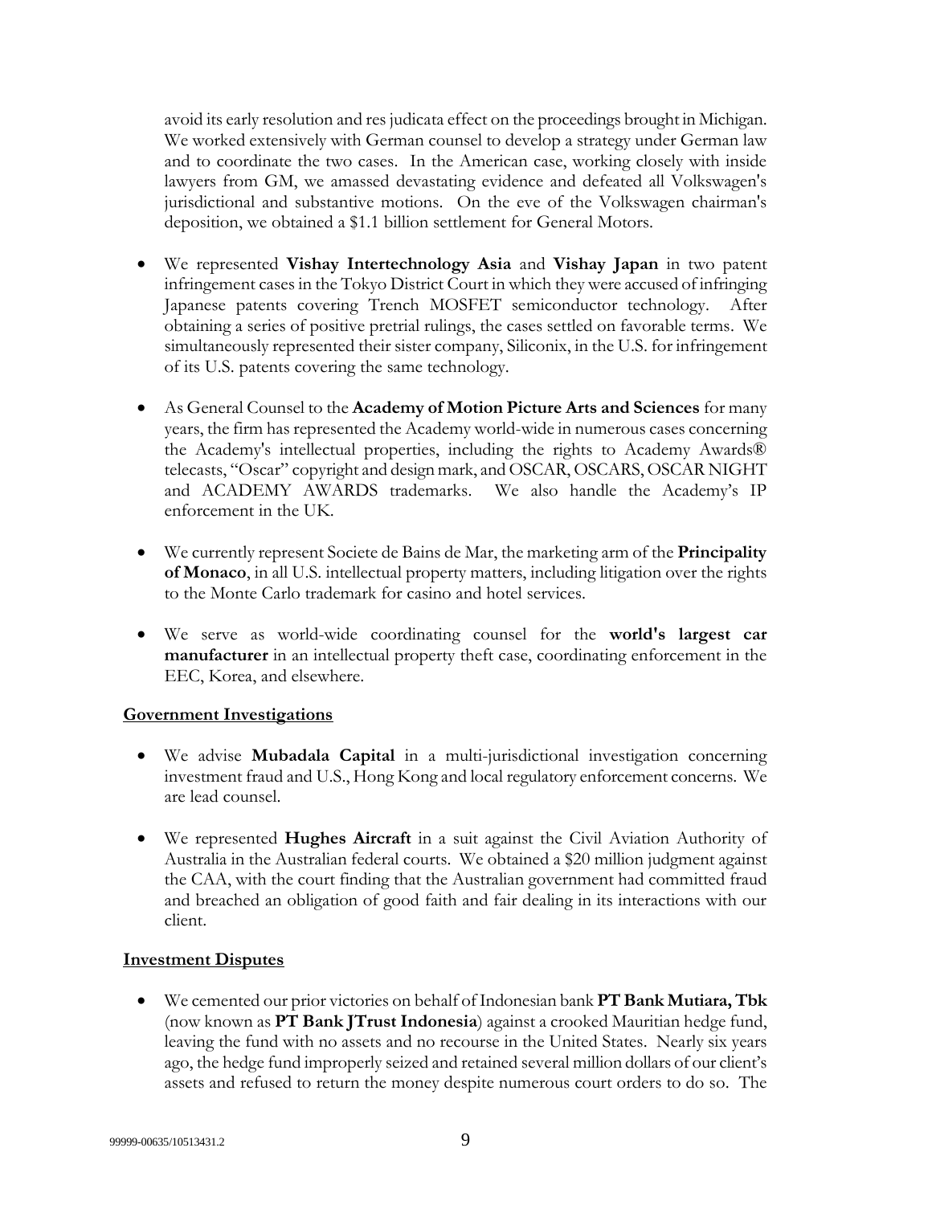avoid its early resolution and res judicata effect on the proceedings brought in Michigan. We worked extensively with German counsel to develop a strategy under German law and to coordinate the two cases. In the American case, working closely with inside lawyers from GM, we amassed devastating evidence and defeated all Volkswagen's jurisdictional and substantive motions. On the eve of the Volkswagen chairman's deposition, we obtained a $1.1 billion settlement for General Motors.

- We represented **Vishay Intertechnology Asia** and **Vishay Japan** in two patent infringement cases in the Tokyo District Court in which they were accused of infringing Japanese patents covering Trench MOSFET semiconductor technology. After obtaining a series of positive pretrial rulings, the cases settled on favorable terms. We simultaneously represented their sister company, Siliconix, in the U.S. for infringement of its U.S. patents covering the same technology.

- As General Counsel to the **Academy of Motion Picture Arts and Sciences** for many years, the firm has represented the Academy world-wide in numerous cases concerning the Academy's intellectual properties, including the rights to Academy Awards® telecasts, "Oscar" copyright and design mark, and OSCAR, OSCARS, OSCAR NIGHT and ACADEMY AWARDS trademarks. We also handle the Academy's IP enforcement in the UK.

- We currently represent Societe de Bains de Mar, the marketing arm of the **Principality of Monaco**, in all U.S. intellectual property matters, including litigation over the rights to the Monte Carlo trademark for casino and hotel services.

- We serve as world-wide coordinating counsel for the **world's largest car manufacturer** in an intellectual property theft case, coordinating enforcement in the EEC, Korea, and elsewhere.

**Government Investigations**

- We advise **Mubadala Capital** in a multi-jurisdictional investigation concerning investment fraud and U.S., Hong Kong and local regulatory enforcement concerns. We are lead counsel.

- We represented **Hughes Aircraft** in a suit against the Civil Aviation Authority of Australia in the Australian federal courts. We obtained a $20 million judgment against the CAA, with the court finding that the Australian government had committed fraud and breached an obligation of good faith and fair dealing in its interactions with our client.

**Investment Disputes**

- We cemented our prior victories on behalf of Indonesian bank **PT Bank Mutiara, Tbk** (now known as **PT Bank JTrust Indonesia**) against a crooked Mauritian hedge fund, leaving the fund with no assets and no recourse in the United States. Nearly six years ago, the hedge fund improperly seized and retained several million dollars of our client's assets and refused to return the money despite numerous court orders to do so. The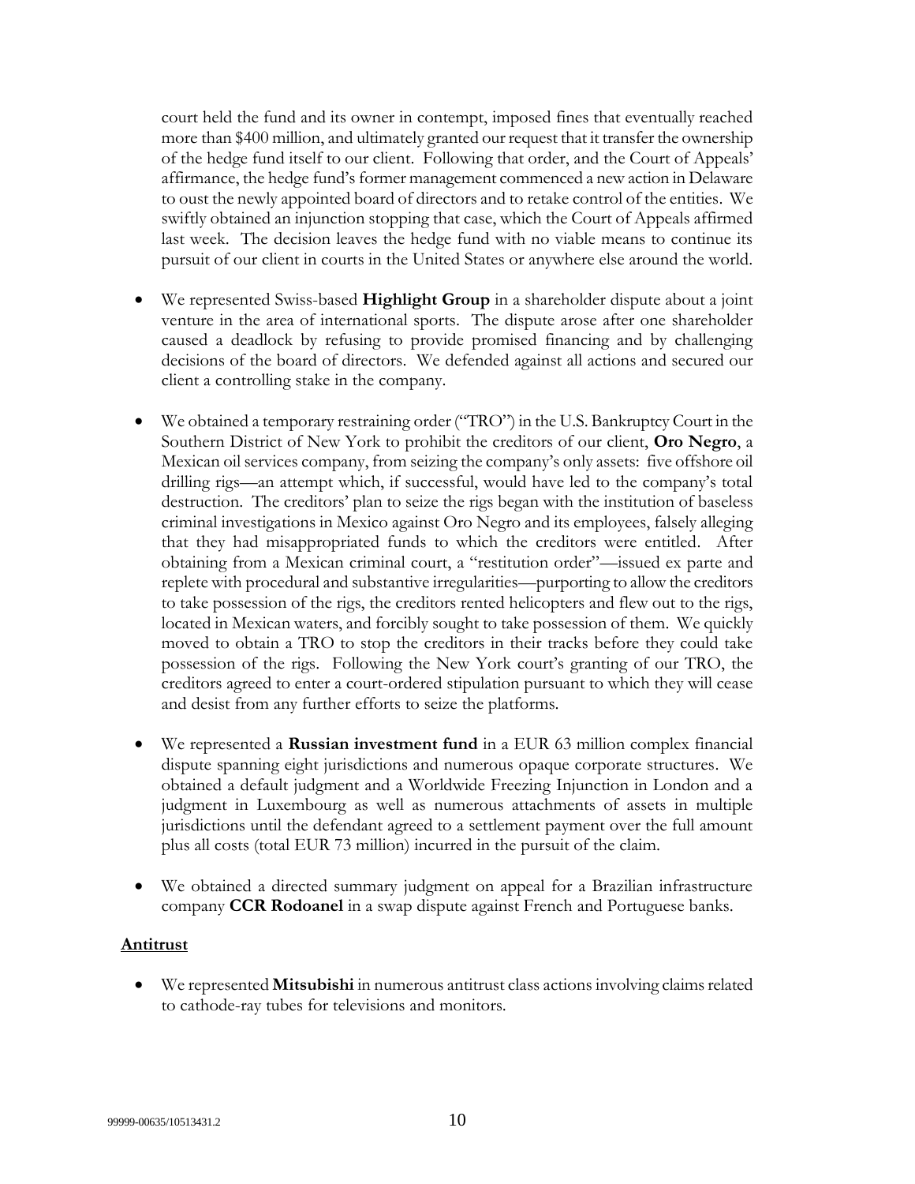court held the fund and its owner in contempt, imposed fines that eventually reached more than $400 million, and ultimately granted our request that it transfer the ownership of the hedge fund itself to our client. Following that order, and the Court of Appeals' affirmance, the hedge fund's former management commenced a new action in Delaware to oust the newly appointed board of directors and to retake control of the entities. We swiftly obtained an injunction stopping that case, which the Court of Appeals affirmed last week. The decision leaves the hedge fund with no viable means to continue its pursuit of our client in courts in the United States or anywhere else around the world.

- We represented Swiss-based **Highlight Group** in a shareholder dispute about a joint venture in the area of international sports. The dispute arose after one shareholder caused a deadlock by refusing to provide promised financing and by challenging decisions of the board of directors. We defended against all actions and secured our client a controlling stake in the company.

- We obtained a temporary restraining order ("TRO") in the U.S. Bankruptcy Court in the Southern District of New York to prohibit the creditors of our client, **Oro Negro**, a Mexican oil services company, from seizing the company's only assets: five offshore oil drilling rigs—an attempt which, if successful, would have led to the company's total destruction. The creditors' plan to seize the rigs began with the institution of baseless criminal investigations in Mexico against Oro Negro and its employees, falsely alleging that they had misappropriated funds to which the creditors were entitled. After obtaining from a Mexican criminal court, a "restitution order"—issued ex parte and replete with procedural and substantive irregularities—purporting to allow the creditors to take possession of the rigs, the creditors rented helicopters and flew out to the rigs, located in Mexican waters, and forcibly sought to take possession of them. We quickly moved to obtain a TRO to stop the creditors in their tracks before they could take possession of the rigs. Following the New York court's granting of our TRO, the creditors agreed to enter a court-ordered stipulation pursuant to which they will cease and desist from any further efforts to seize the platforms.

- We represented a **Russian investment fund** in a EUR 63 million complex financial dispute spanning eight jurisdictions and numerous opaque corporate structures. We obtained a default judgment and a Worldwide Freezing Injunction in London and a judgment in Luxembourg as well as numerous attachments of assets in multiple jurisdictions until the defendant agreed to a settlement payment over the full amount plus all costs (total EUR 73 million) incurred in the pursuit of the claim.

- We obtained a directed summary judgment on appeal for a Brazilian infrastructure company **CCR Rodoanel** in a swap dispute against French and Portuguese banks.

**Antitrust**

- We represented **Mitsubishi** in numerous antitrust class actions involving claims related to cathode-ray tubes for televisions and monitors.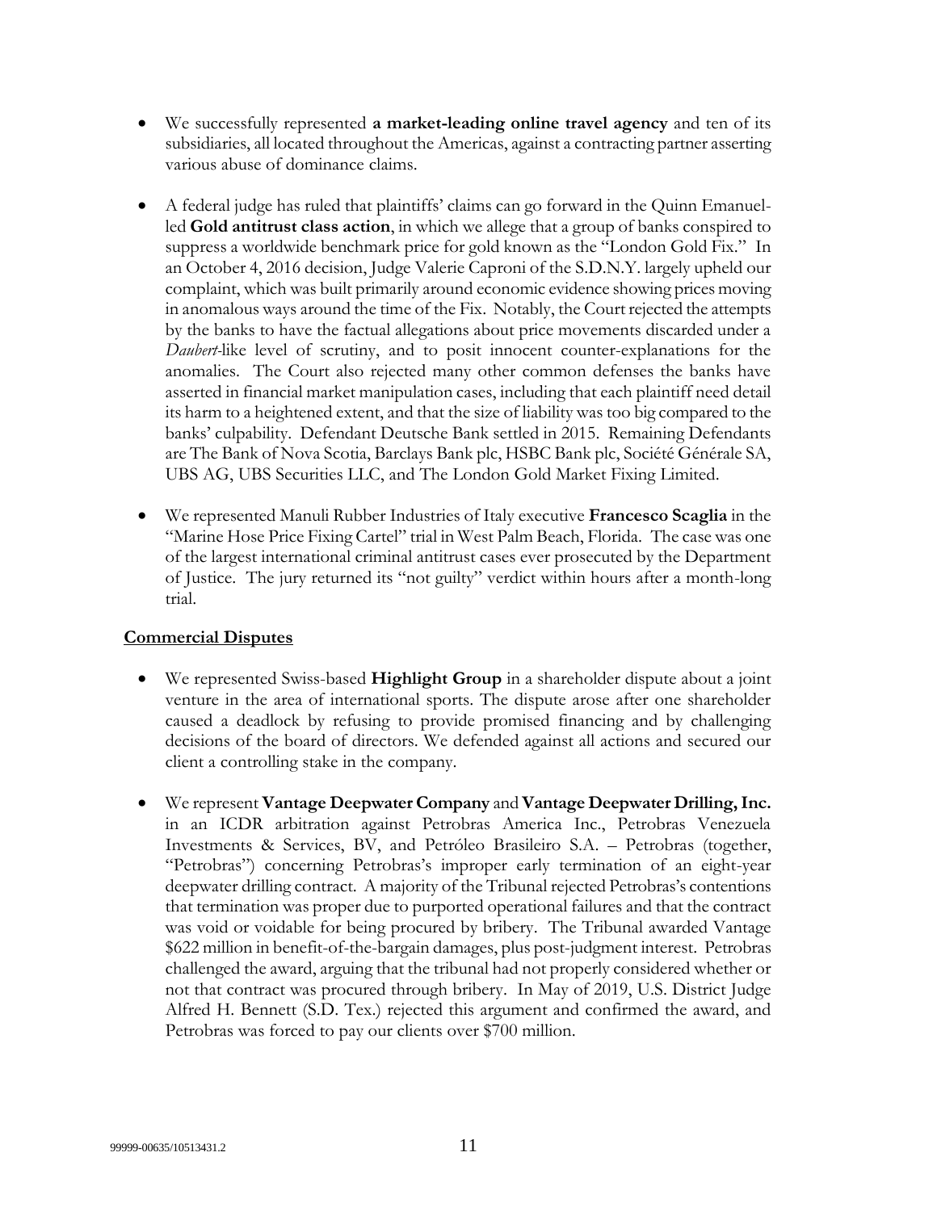- We successfully represented **a market-leading online travel agency** and ten of its subsidiaries, all located throughout the Americas, against a contracting partner asserting various abuse of dominance claims.

- A federal judge has ruled that plaintiffs' claims can go forward in the Quinn Emanuel-led **Gold antitrust class action**, in which we allege that a group of banks conspired to suppress a worldwide benchmark price for gold known as the "London Gold Fix." In an October 4, 2016 decision, Judge Valerie Caproni of the S.D.N.Y. largely upheld our complaint, which was built primarily around economic evidence showing prices moving in anomalous ways around the time of the Fix. Notably, the Court rejected the attempts by the banks to have the factual allegations about price movements discarded under a *Daubert*-like level of scrutiny, and to posit innocent counter-explanations for the anomalies. The Court also rejected many other common defenses the banks have asserted in financial market manipulation cases, including that each plaintiff need detail its harm to a heightened extent, and that the size of liability was too big compared to the banks' culpability. Defendant Deutsche Bank settled in 2015. Remaining Defendants are The Bank of Nova Scotia, Barclays Bank plc, HSBC Bank plc, Société Générale SA, UBS AG, UBS Securities LLC, and The London Gold Market Fixing Limited.

- We represented Manuli Rubber Industries of Italy executive **Francesco Scaglia** in the "Marine Hose Price Fixing Cartel" trial in West Palm Beach, Florida. The case was one of the largest international criminal antitrust cases ever prosecuted by the Department of Justice. The jury returned its "not guilty" verdict within hours after a month-long trial.

## Commercial Disputes

- We represented Swiss-based **Highlight Group** in a shareholder dispute about a joint venture in the area of international sports. The dispute arose after one shareholder caused a deadlock by refusing to provide promised financing and by challenging decisions of the board of directors. We defended against all actions and secured our client a controlling stake in the company.

- We represent **Vantage Deepwater Company** and **Vantage Deepwater Drilling, Inc.** in an ICDR arbitration against Petrobras America Inc., Petrobras Venezuela Investments & Services, BV, and Petróleo Brasileiro S.A. – Petrobras (together, "Petrobras") concerning Petrobras's improper early termination of an eight-year deepwater drilling contract. A majority of the Tribunal rejected Petrobras's contentions that termination was proper due to purported operational failures and that the contract was void or voidable for being procured by bribery. The Tribunal awarded Vantage $622 million in benefit-of-the-bargain damages, plus post-judgment interest. Petrobras challenged the award, arguing that the tribunal had not properly considered whether or not that contract was procured through bribery. In May of 2019, U.S. District Judge Alfred H. Bennett (S.D. Tex.) rejected this argument and confirmed the award, and Petrobras was forced to pay our clients over $700 million.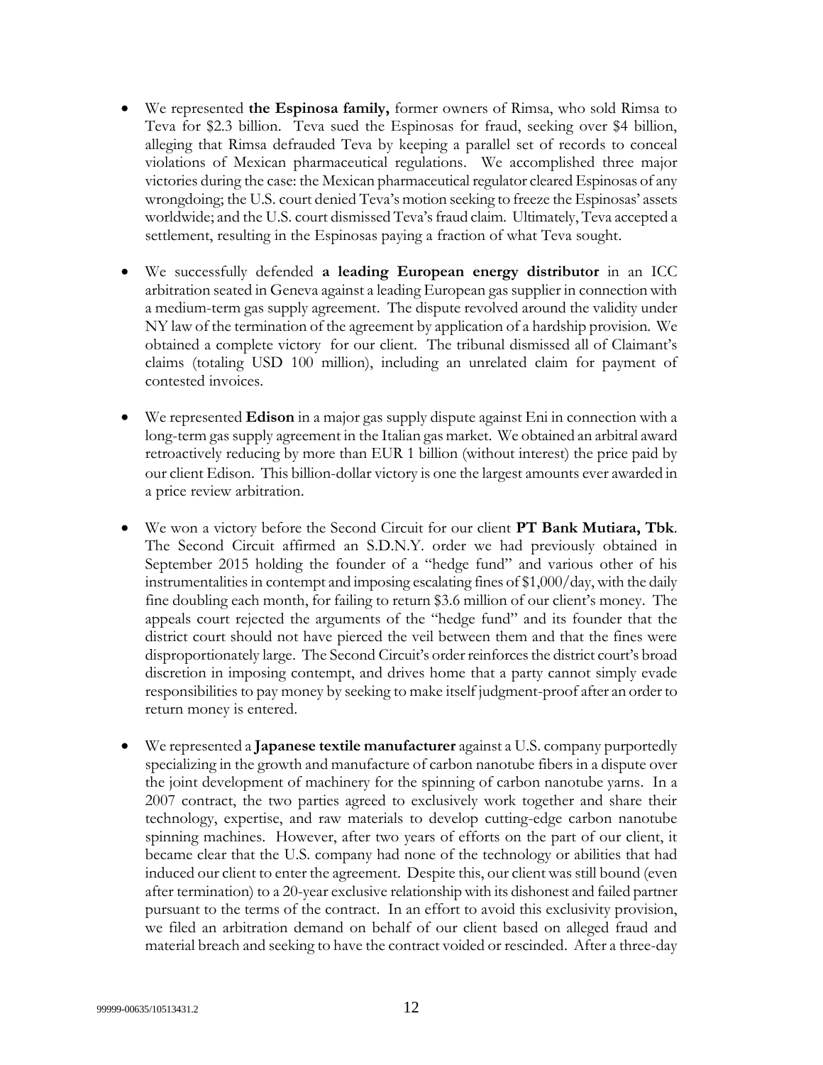- We represented **the Espinosa family,** former owners of Rimsa, who sold Rimsa to Teva for $2.3 billion. Teva sued the Espinosas for fraud, seeking over $4 billion, alleging that Rimsa defrauded Teva by keeping a parallel set of records to conceal violations of Mexican pharmaceutical regulations. We accomplished three major victories during the case: the Mexican pharmaceutical regulator cleared Espinosas of any wrongdoing; the U.S. court denied Teva's motion seeking to freeze the Espinosas' assets worldwide; and the U.S. court dismissed Teva's fraud claim. Ultimately, Teva accepted a settlement, resulting in the Espinosas paying a fraction of what Teva sought.

- We successfully defended **a leading European energy distributor** in an ICC arbitration seated in Geneva against a leading European gas supplier in connection with a medium-term gas supply agreement. The dispute revolved around the validity under NY law of the termination of the agreement by application of a hardship provision. We obtained a complete victory for our client. The tribunal dismissed all of Claimant's claims (totaling USD 100 million), including an unrelated claim for payment of contested invoices.

- We represented **Edison** in a major gas supply dispute against Eni in connection with a long-term gas supply agreement in the Italian gas market. We obtained an arbitral award retroactively reducing by more than EUR 1 billion (without interest) the price paid by our client Edison. This billion-dollar victory is one the largest amounts ever awarded in a price review arbitration.

- We won a victory before the Second Circuit for our client **PT Bank Mutiara, Tbk**. The Second Circuit affirmed an S.D.N.Y. order we had previously obtained in September 2015 holding the founder of a "hedge fund" and various other of his instrumentalities in contempt and imposing escalating fines of $1,000/day, with the daily fine doubling each month, for failing to return $3.6 million of our client's money. The appeals court rejected the arguments of the "hedge fund" and its founder that the district court should not have pierced the veil between them and that the fines were disproportionately large. The Second Circuit's order reinforces the district court's broad discretion in imposing contempt, and drives home that a party cannot simply evade responsibilities to pay money by seeking to make itself judgment-proof after an order to return money is entered.

- We represented a **Japanese textile manufacturer** against a U.S. company purportedly specializing in the growth and manufacture of carbon nanotube fibers in a dispute over the joint development of machinery for the spinning of carbon nanotube yarns. In a 2007 contract, the two parties agreed to exclusively work together and share their technology, expertise, and raw materials to develop cutting-edge carbon nanotube spinning machines. However, after two years of efforts on the part of our client, it became clear that the U.S. company had none of the technology or abilities that had induced our client to enter the agreement. Despite this, our client was still bound (even after termination) to a 20-year exclusive relationship with its dishonest and failed partner pursuant to the terms of the contract. In an effort to avoid this exclusivity provision, we filed an arbitration demand on behalf of our client based on alleged fraud and material breach and seeking to have the contract voided or rescinded. After a three-day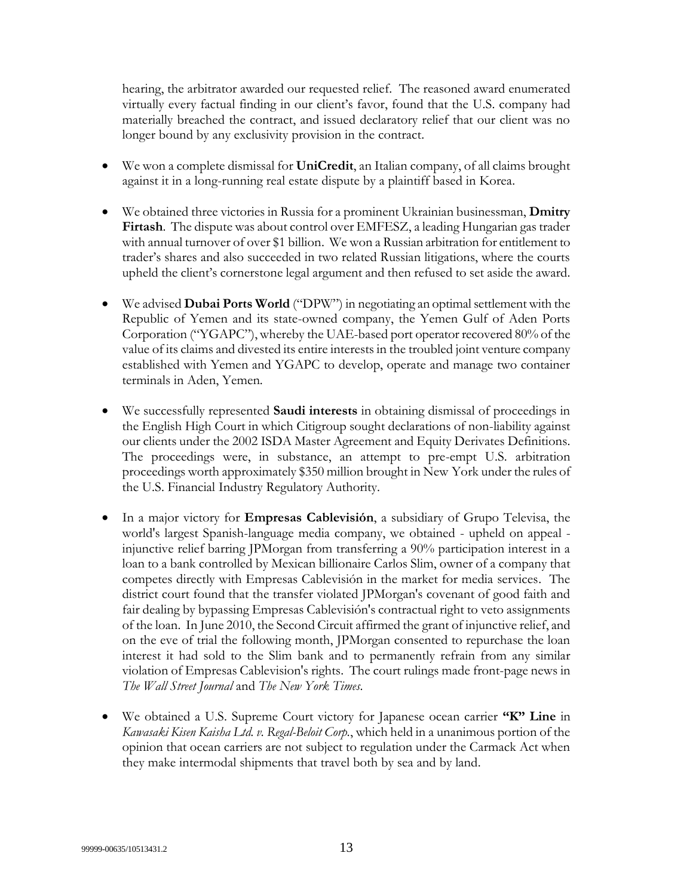hearing, the arbitrator awarded our requested relief. The reasoned award enumerated virtually every factual finding in our client's favor, found that the U.S. company had materially breached the contract, and issued declaratory relief that our client was no longer bound by any exclusivity provision in the contract.

- We won a complete dismissal for **UniCredit**, an Italian company, of all claims brought against it in a long-running real estate dispute by a plaintiff based in Korea.

- We obtained three victories in Russia for a prominent Ukrainian businessman, **Dmitry Firtash**. The dispute was about control over EMFESZ, a leading Hungarian gas trader with annual turnover of over $1 billion. We won a Russian arbitration for entitlement to trader's shares and also succeeded in two related Russian litigations, where the courts upheld the client's cornerstone legal argument and then refused to set aside the award.

- We advised **Dubai Ports World** ("DPW") in negotiating an optimal settlement with the Republic of Yemen and its state-owned company, the Yemen Gulf of Aden Ports Corporation ("YGAPC"), whereby the UAE-based port operator recovered 80% of the value of its claims and divested its entire interests in the troubled joint venture company established with Yemen and YGAPC to develop, operate and manage two container terminals in Aden, Yemen.

- We successfully represented **Saudi interests** in obtaining dismissal of proceedings in the English High Court in which Citigroup sought declarations of non-liability against our clients under the 2002 ISDA Master Agreement and Equity Derivates Definitions. The proceedings were, in substance, an attempt to pre-empt U.S. arbitration proceedings worth approximately $350 million brought in New York under the rules of the U.S. Financial Industry Regulatory Authority.

- In a major victory for **Empresas Cablevisión**, a subsidiary of Grupo Televisa, the world's largest Spanish-language media company, we obtained - upheld on appeal - injunctive relief barring JPMorgan from transferring a 90% participation interest in a loan to a bank controlled by Mexican billionaire Carlos Slim, owner of a company that competes directly with Empresas Cablevisión in the market for media services. The district court found that the transfer violated JPMorgan's covenant of good faith and fair dealing by bypassing Empresas Cablevisión's contractual right to veto assignments of the loan. In June 2010, the Second Circuit affirmed the grant of injunctive relief, and on the eve of trial the following month, JPMorgan consented to repurchase the loan interest it had sold to the Slim bank and to permanently refrain from any similar violation of Empresas Cablevision's rights. The court rulings made front-page news in *The Wall Street Journal* and *The New York Times*.

- We obtained a U.S. Supreme Court victory for Japanese ocean carrier **"K" Line** in *Kawasaki Kisen Kaisha Ltd. v. Regal-Beloit Corp.*, which held in a unanimous portion of the opinion that ocean carriers are not subject to regulation under the Carmack Act when they make intermodal shipments that travel both by sea and by land.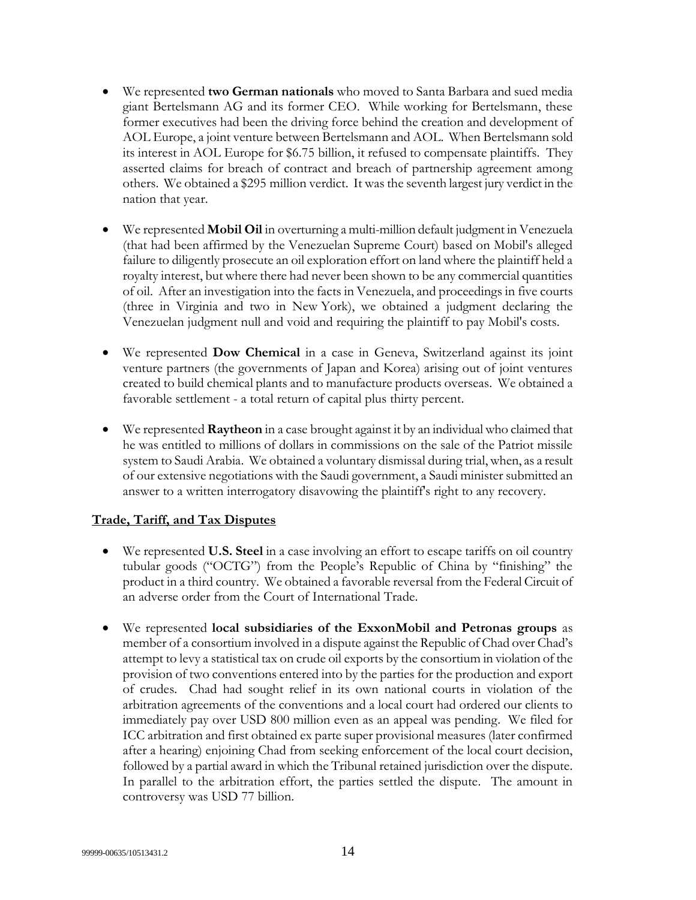- We represented **two German nationals** who moved to Santa Barbara and sued media giant Bertelsmann AG and its former CEO. While working for Bertelsmann, these former executives had been the driving force behind the creation and development of AOL Europe, a joint venture between Bertelsmann and AOL. When Bertelsmann sold its interest in AOL Europe for $6.75 billion, it refused to compensate plaintiffs. They asserted claims for breach of contract and breach of partnership agreement among others. We obtained a $295 million verdict. It was the seventh largest jury verdict in the nation that year.

- We represented **Mobil Oil** in overturning a multi-million default judgment in Venezuela (that had been affirmed by the Venezuelan Supreme Court) based on Mobil's alleged failure to diligently prosecute an oil exploration effort on land where the plaintiff held a royalty interest, but where there had never been shown to be any commercial quantities of oil. After an investigation into the facts in Venezuela, and proceedings in five courts (three in Virginia and two in New York), we obtained a judgment declaring the Venezuelan judgment null and void and requiring the plaintiff to pay Mobil's costs.

- We represented **Dow Chemical** in a case in Geneva, Switzerland against its joint venture partners (the governments of Japan and Korea) arising out of joint ventures created to build chemical plants and to manufacture products overseas. We obtained a favorable settlement - a total return of capital plus thirty percent.

- We represented **Raytheon** in a case brought against it by an individual who claimed that he was entitled to millions of dollars in commissions on the sale of the Patriot missile system to Saudi Arabia. We obtained a voluntary dismissal during trial, when, as a result of our extensive negotiations with the Saudi government, a Saudi minister submitted an answer to a written interrogatory disavowing the plaintiff's right to any recovery.

**<u>Trade, Tariff, and Tax Disputes</u>**

- We represented **U.S. Steel** in a case involving an effort to escape tariffs on oil country tubular goods ("OCTG") from the People's Republic of China by "finishing" the product in a third country. We obtained a favorable reversal from the Federal Circuit of an adverse order from the Court of International Trade.

- We represented **local subsidiaries of the ExxonMobil and Petronas groups** as member of a consortium involved in a dispute against the Republic of Chad over Chad's attempt to levy a statistical tax on crude oil exports by the consortium in violation of the provision of two conventions entered into by the parties for the production and export of crudes. Chad had sought relief in its own national courts in violation of the arbitration agreements of the conventions and a local court had ordered our clients to immediately pay over USD 800 million even as an appeal was pending. We filed for ICC arbitration and first obtained ex parte super provisional measures (later confirmed after a hearing) enjoining Chad from seeking enforcement of the local court decision, followed by a partial award in which the Tribunal retained jurisdiction over the dispute. In parallel to the arbitration effort, the parties settled the dispute. The amount in controversy was USD 77 billion.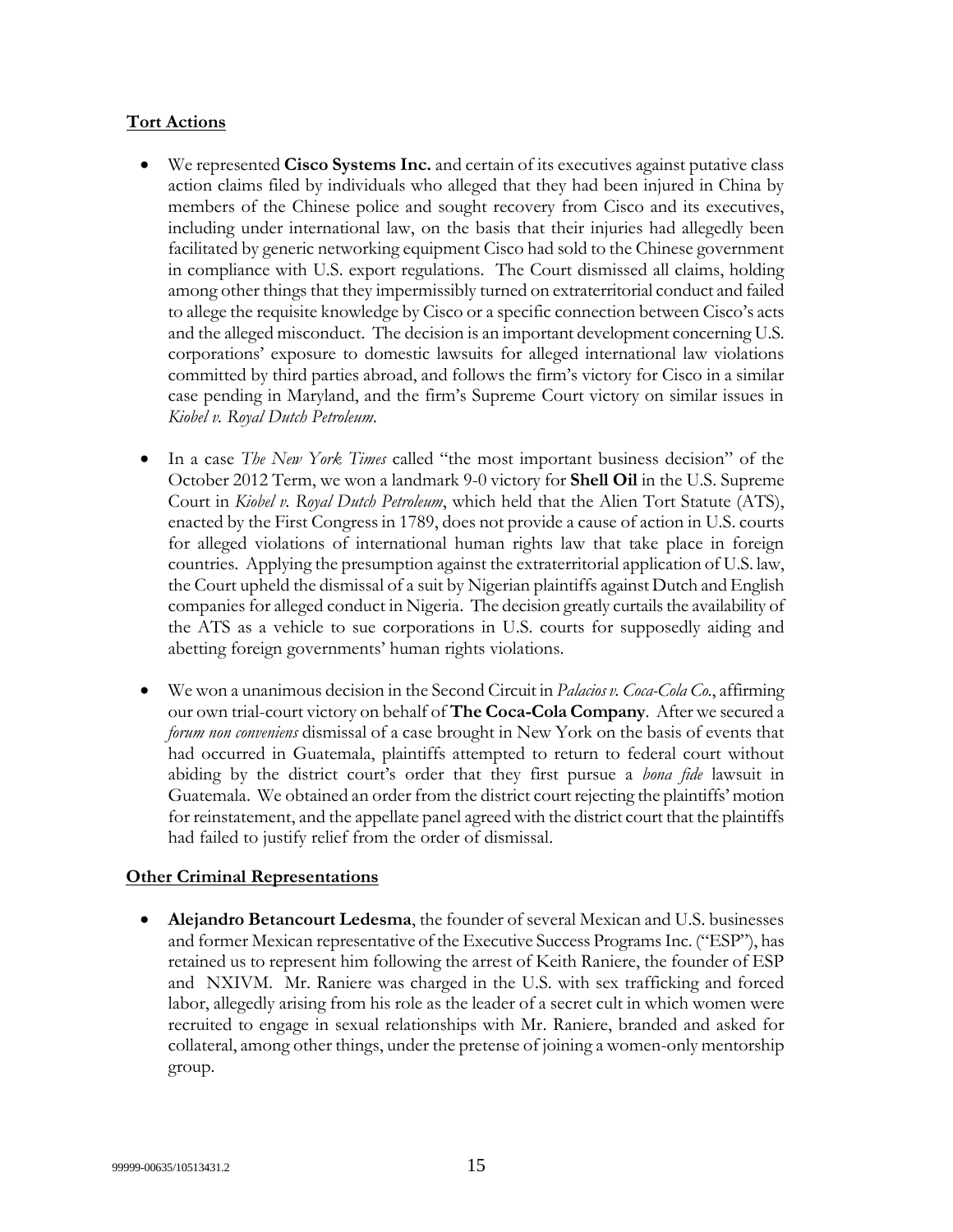**Tort Actions**

- We represented **Cisco Systems Inc.** and certain of its executives against putative class action claims filed by individuals who alleged that they had been injured in China by members of the Chinese police and sought recovery from Cisco and its executives, including under international law, on the basis that their injuries had allegedly been facilitated by generic networking equipment Cisco had sold to the Chinese government in compliance with U.S. export regulations. The Court dismissed all claims, holding among other things that they impermissibly turned on extraterritorial conduct and failed to allege the requisite knowledge by Cisco or a specific connection between Cisco's acts and the alleged misconduct. The decision is an important development concerning U.S. corporations' exposure to domestic lawsuits for alleged international law violations committed by third parties abroad, and follows the firm's victory for Cisco in a similar case pending in Maryland, and the firm's Supreme Court victory on similar issues in *Kiobel v. Royal Dutch Petroleum*.

- In a case *The New York Times* called "the most important business decision" of the October 2012 Term, we won a landmark 9-0 victory for **Shell Oil** in the U.S. Supreme Court in *Kiobel v. Royal Dutch Petroleum*, which held that the Alien Tort Statute (ATS), enacted by the First Congress in 1789, does not provide a cause of action in U.S. courts for alleged violations of international human rights law that take place in foreign countries. Applying the presumption against the extraterritorial application of U.S. law, the Court upheld the dismissal of a suit by Nigerian plaintiffs against Dutch and English companies for alleged conduct in Nigeria. The decision greatly curtails the availability of the ATS as a vehicle to sue corporations in U.S. courts for supposedly aiding and abetting foreign governments' human rights violations.

- We won a unanimous decision in the Second Circuit in *Palacios v. Coca-Cola Co.*, affirming our own trial-court victory on behalf of **The Coca-Cola Company**. After we secured a *forum non conveniens* dismissal of a case brought in New York on the basis of events that had occurred in Guatemala, plaintiffs attempted to return to federal court without abiding by the district court's order that they first pursue a *bona fide* lawsuit in Guatemala. We obtained an order from the district court rejecting the plaintiffs' motion for reinstatement, and the appellate panel agreed with the district court that the plaintiffs had failed to justify relief from the order of dismissal.

**Other Criminal Representations**

- **Alejandro Betancourt Ledesma**, the founder of several Mexican and U.S. businesses and former Mexican representative of the Executive Success Programs Inc. ("ESP"), has retained us to represent him following the arrest of Keith Raniere, the founder of ESP and NXIVM. Mr. Raniere was charged in the U.S. with sex trafficking and forced labor, allegedly arising from his role as the leader of a secret cult in which women were recruited to engage in sexual relationships with Mr. Raniere, branded and asked for collateral, among other things, under the pretense of joining a women-only mentorship group.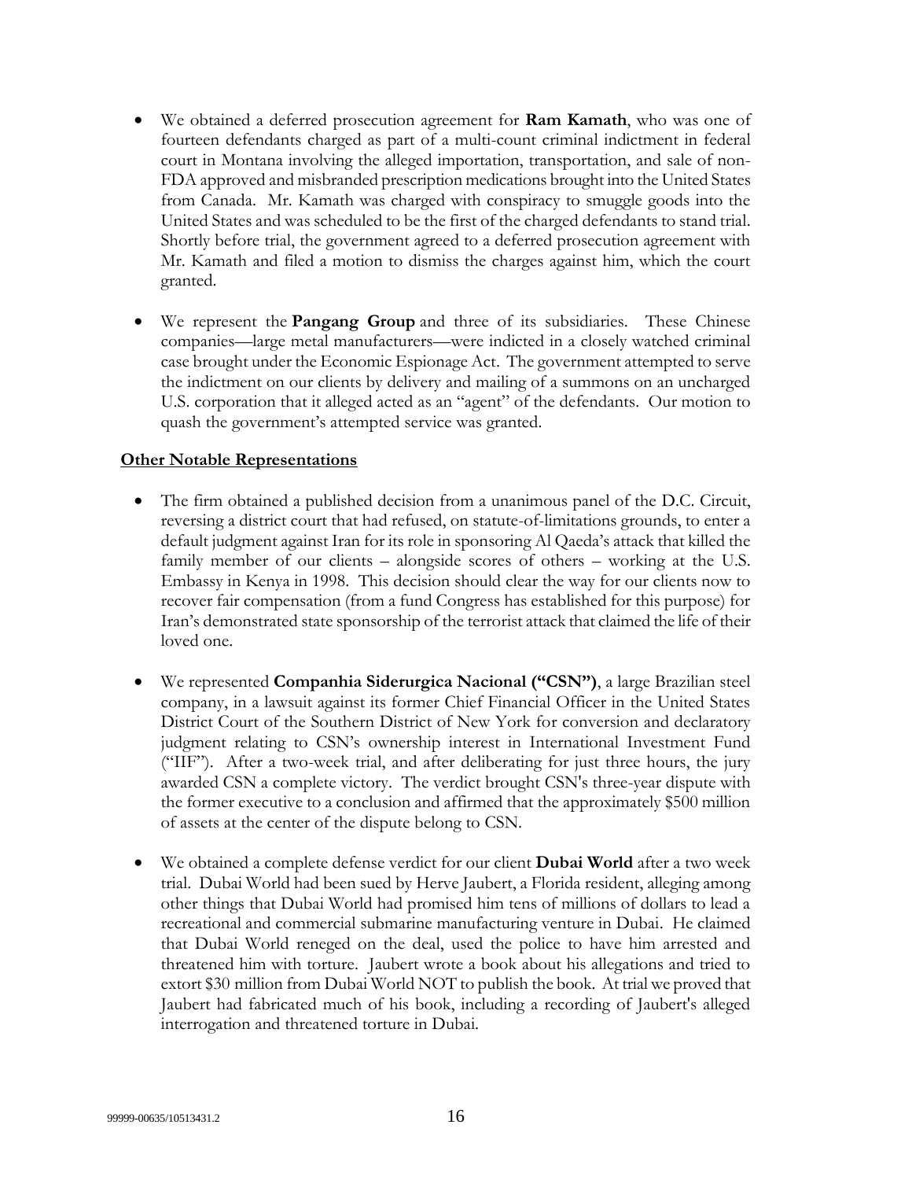- We obtained a deferred prosecution agreement for **Ram Kamath**, who was one of fourteen defendants charged as part of a multi-count criminal indictment in federal court in Montana involving the alleged importation, transportation, and sale of non-FDA approved and misbranded prescription medications brought into the United States from Canada. Mr. Kamath was charged with conspiracy to smuggle goods into the United States and was scheduled to be the first of the charged defendants to stand trial. Shortly before trial, the government agreed to a deferred prosecution agreement with Mr. Kamath and filed a motion to dismiss the charges against him, which the court granted.

- We represent the **Pangang Group** and three of its subsidiaries. These Chinese companies—large metal manufacturers—were indicted in a closely watched criminal case brought under the Economic Espionage Act. The government attempted to serve the indictment on our clients by delivery and mailing of a summons on an uncharged U.S. corporation that it alleged acted as an "agent" of the defendants. Our motion to quash the government's attempted service was granted.

**Other Notable Representations**

- The firm obtained a published decision from a unanimous panel of the D.C. Circuit, reversing a district court that had refused, on statute-of-limitations grounds, to enter a default judgment against Iran for its role in sponsoring Al Qaeda's attack that killed the family member of our clients – alongside scores of others – working at the U.S. Embassy in Kenya in 1998. This decision should clear the way for our clients now to recover fair compensation (from a fund Congress has established for this purpose) for Iran's demonstrated state sponsorship of the terrorist attack that claimed the life of their loved one.

- We represented **Companhia Siderurgica Nacional ("CSN")**, a large Brazilian steel company, in a lawsuit against its former Chief Financial Officer in the United States District Court of the Southern District of New York for conversion and declaratory judgment relating to CSN's ownership interest in International Investment Fund ("IIF"). After a two-week trial, and after deliberating for just three hours, the jury awarded CSN a complete victory. The verdict brought CSN's three-year dispute with the former executive to a conclusion and affirmed that the approximately $500 million of assets at the center of the dispute belong to CSN.

- We obtained a complete defense verdict for our client **Dubai World** after a two week trial. Dubai World had been sued by Herve Jaubert, a Florida resident, alleging among other things that Dubai World had promised him tens of millions of dollars to lead a recreational and commercial submarine manufacturing venture in Dubai. He claimed that Dubai World reneged on the deal, used the police to have him arrested and threatened him with torture. Jaubert wrote a book about his allegations and tried to extort $30 million from Dubai World NOT to publish the book. At trial we proved that Jaubert had fabricated much of his book, including a recording of Jaubert's alleged interrogation and threatened torture in Dubai.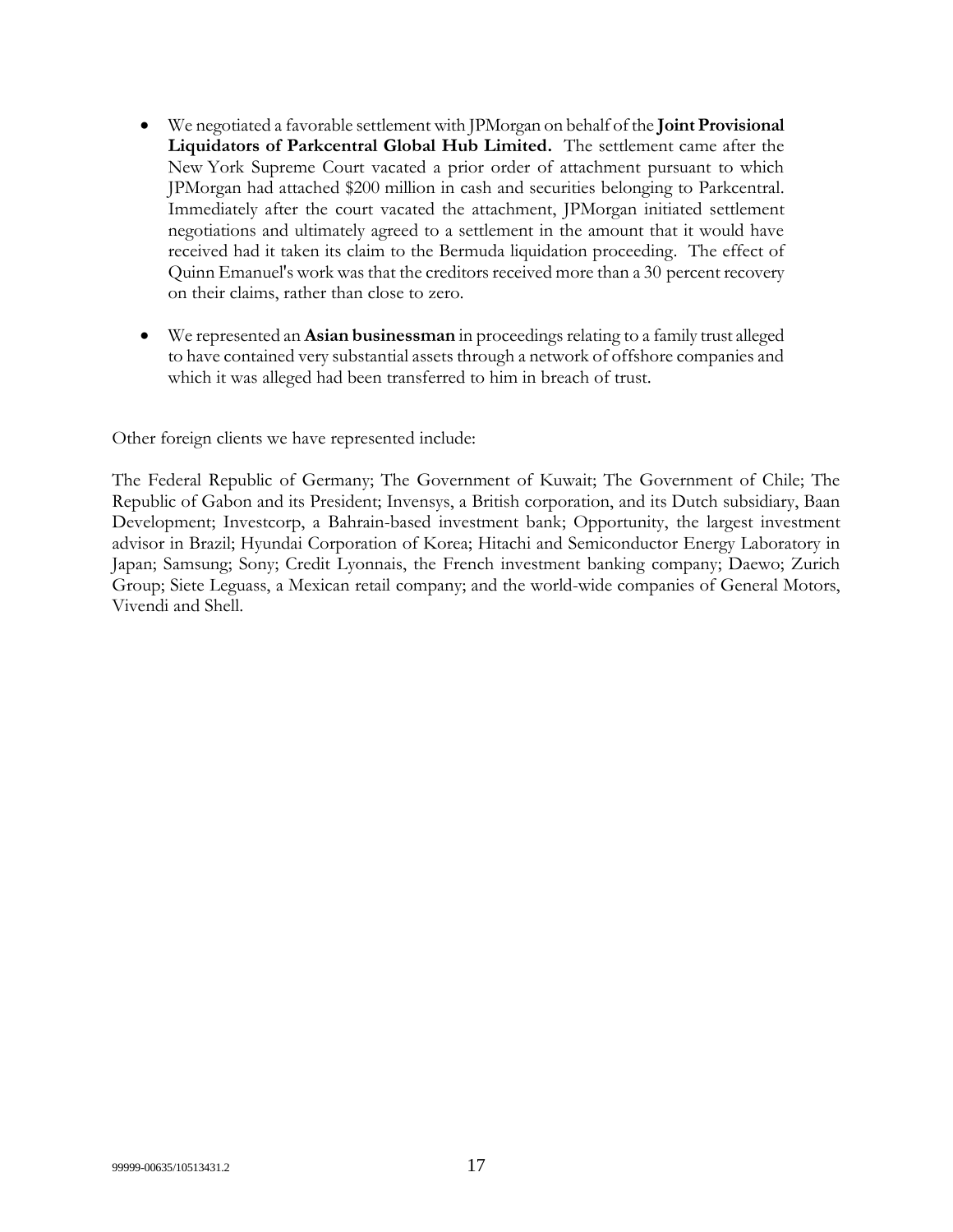- We negotiated a favorable settlement with JPMorgan on behalf of the **Joint Provisional Liquidators of Parkcentral Global Hub Limited.** The settlement came after the New York Supreme Court vacated a prior order of attachment pursuant to which JPMorgan had attached $200 million in cash and securities belonging to Parkcentral. Immediately after the court vacated the attachment, JPMorgan initiated settlement negotiations and ultimately agreed to a settlement in the amount that it would have received had it taken its claim to the Bermuda liquidation proceeding. The effect of Quinn Emanuel's work was that the creditors received more than a 30 percent recovery on their claims, rather than close to zero.

- We represented an **Asian businessman** in proceedings relating to a family trust alleged to have contained very substantial assets through a network of offshore companies and which it was alleged had been transferred to him in breach of trust.

Other foreign clients we have represented include:

The Federal Republic of Germany; The Government of Kuwait; The Government of Chile; The Republic of Gabon and its President; Invensys, a British corporation, and its Dutch subsidiary, Baan Development; Investcorp, a Bahrain-based investment bank; Opportunity, the largest investment advisor in Brazil; Hyundai Corporation of Korea; Hitachi and Semiconductor Energy Laboratory in Japan; Samsung; Sony; Credit Lyonnais, the French investment banking company; Daewo; Zurich Group; Siete Leguass, a Mexican retail company; and the world-wide companies of General Motors, Vivendi and Shell.